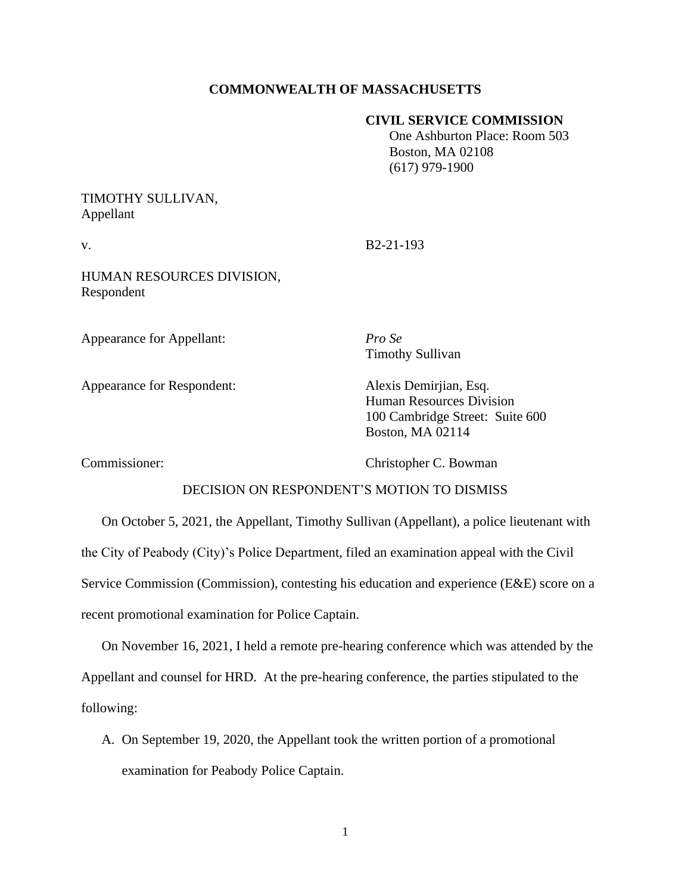**COMMONWEALTH OF MASSACHUSETTS**

**CIVIL SERVICE COMMISSION**
One Ashburton Place: Room 503
Boston, MA 02108
(617) 979-1900

TIMOTHY SULLIVAN,
Appellant

v. B2-21-193

HUMAN RESOURCES DIVISION,
Respondent

Appearance for Appellant: *Pro Se*
Timothy Sullivan

Appearance for Respondent: Alexis Demirjian, Esq.
Human Resources Division
100 Cambridge Street: Suite 600
Boston, MA 02114

Commissioner: Christopher C. Bowman

DECISION ON RESPONDENT'S MOTION TO DISMISS

On October 5, 2021, the Appellant, Timothy Sullivan (Appellant), a police lieutenant with the City of Peabody (City)'s Police Department, filed an examination appeal with the Civil Service Commission (Commission), contesting his education and experience (E&E) score on a recent promotional examination for Police Captain.

On November 16, 2021, I held a remote pre-hearing conference which was attended by the Appellant and counsel for HRD. At the pre-hearing conference, the parties stipulated to the following:

A. On September 19, 2020, the Appellant took the written portion of a promotional examination for Peabody Police Captain.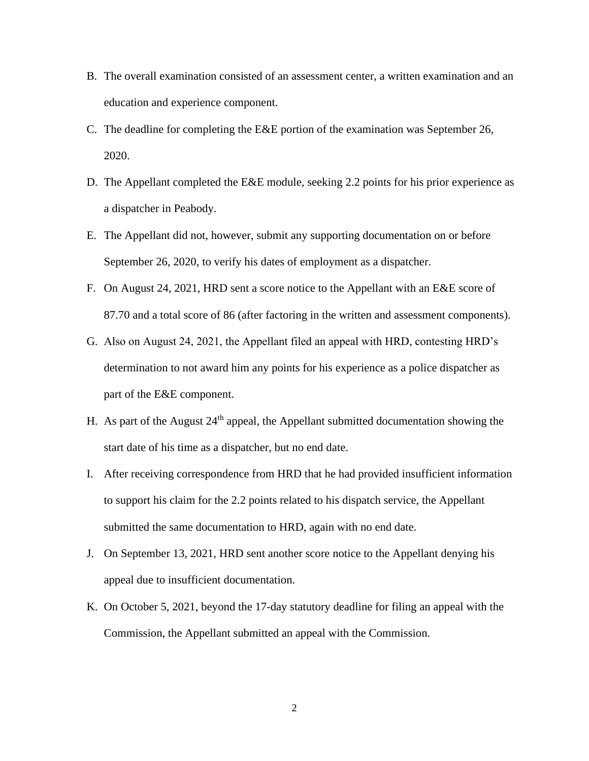B. The overall examination consisted of an assessment center, a written examination and an education and experience component.

C. The deadline for completing the E&E portion of the examination was September 26, 2020.

D. The Appellant completed the E&E module, seeking 2.2 points for his prior experience as a dispatcher in Peabody.

E. The Appellant did not, however, submit any supporting documentation on or before September 26, 2020, to verify his dates of employment as a dispatcher.

F. On August 24, 2021, HRD sent a score notice to the Appellant with an E&E score of 87.70 and a total score of 86 (after factoring in the written and assessment components).

G. Also on August 24, 2021, the Appellant filed an appeal with HRD, contesting HRD's determination to not award him any points for his experience as a police dispatcher as part of the E&E component.

H. As part of the August 24th appeal, the Appellant submitted documentation showing the start date of his time as a dispatcher, but no end date.

I. After receiving correspondence from HRD that he had provided insufficient information to support his claim for the 2.2 points related to his dispatch service, the Appellant submitted the same documentation to HRD, again with no end date.

J. On September 13, 2021, HRD sent another score notice to the Appellant denying his appeal due to insufficient documentation.

K. On October 5, 2021, beyond the 17-day statutory deadline for filing an appeal with the Commission, the Appellant submitted an appeal with the Commission.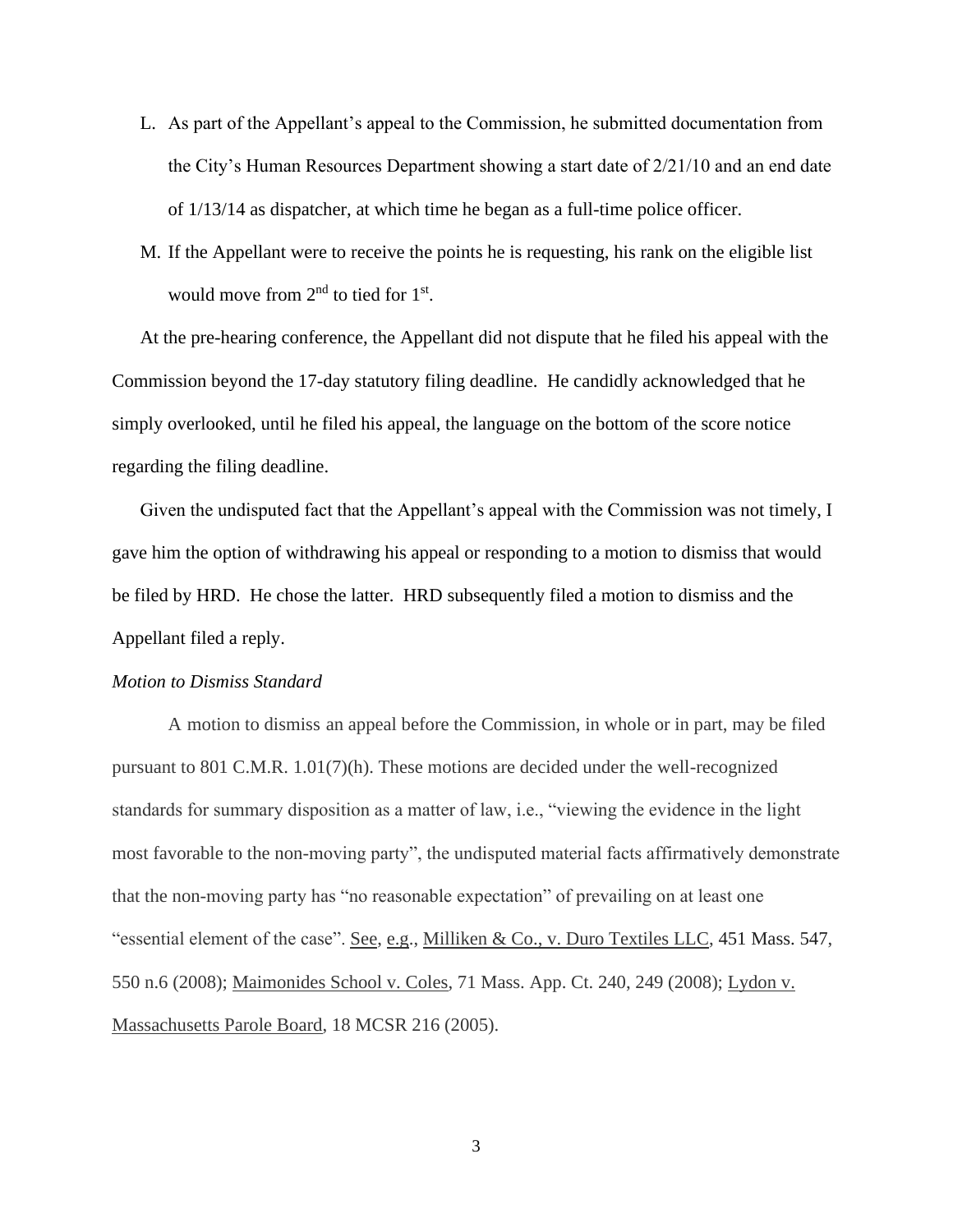L. As part of the Appellant's appeal to the Commission, he submitted documentation from the City's Human Resources Department showing a start date of 2/21/10 and an end date of 1/13/14 as dispatcher, at which time he began as a full-time police officer.

M. If the Appellant were to receive the points he is requesting, his rank on the eligible list would move from 2nd to tied for 1st.

At the pre-hearing conference, the Appellant did not dispute that he filed his appeal with the Commission beyond the 17-day statutory filing deadline. He candidly acknowledged that he simply overlooked, until he filed his appeal, the language on the bottom of the score notice regarding the filing deadline.

Given the undisputed fact that the Appellant's appeal with the Commission was not timely, I gave him the option of withdrawing his appeal or responding to a motion to dismiss that would be filed by HRD. He chose the latter. HRD subsequently filed a motion to dismiss and the Appellant filed a reply.

*Motion to Dismiss Standard*

A motion to dismiss an appeal before the Commission, in whole or in part, may be filed pursuant to 801 C.M.R. 1.01(7)(h). These motions are decided under the well-recognized standards for summary disposition as a matter of law, i.e., "viewing the evidence in the light most favorable to the non-moving party", the undisputed material facts affirmatively demonstrate that the non-moving party has "no reasonable expectation" of prevailing on at least one "essential element of the case". See, e.g., Milliken & Co., v. Duro Textiles LLC, 451 Mass. 547, 550 n.6 (2008); Maimonides School v. Coles, 71 Mass. App. Ct. 240, 249 (2008); Lydon v. Massachusetts Parole Board, 18 MCSR 216 (2005).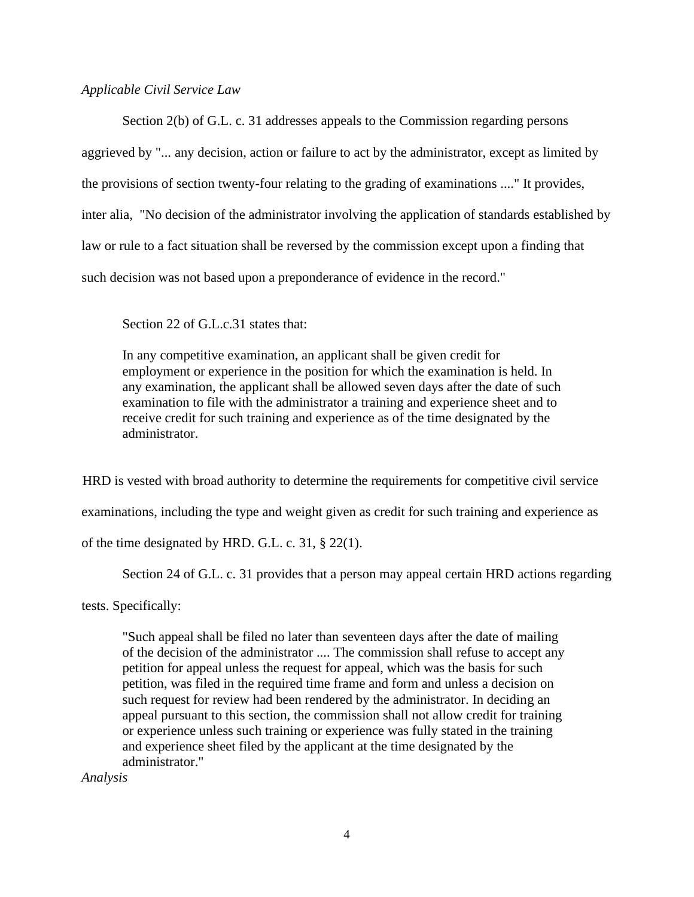*Applicable Civil Service Law*

Section 2(b) of G.L. c. 31 addresses appeals to the Commission regarding persons aggrieved by "... any decision, action or failure to act by the administrator, except as limited by the provisions of section twenty-four relating to the grading of examinations ...." It provides, inter alia, "No decision of the administrator involving the application of standards established by law or rule to a fact situation shall be reversed by the commission except upon a finding that such decision was not based upon a preponderance of evidence in the record."

Section 22 of G.L.c.31 states that:

> In any competitive examination, an applicant shall be given credit for employment or experience in the position for which the examination is held. In any examination, the applicant shall be allowed seven days after the date of such examination to file with the administrator a training and experience sheet and to receive credit for such training and experience as of the time designated by the administrator.

HRD is vested with broad authority to determine the requirements for competitive civil service examinations, including the type and weight given as credit for such training and experience as of the time designated by HRD. G.L. c. 31, § 22(1).

Section 24 of G.L. c. 31 provides that a person may appeal certain HRD actions regarding tests. Specifically:

> "Such appeal shall be filed no later than seventeen days after the date of mailing of the decision of the administrator .... The commission shall refuse to accept any petition for appeal unless the request for appeal, which was the basis for such petition, was filed in the required time frame and form and unless a decision on such request for review had been rendered by the administrator. In deciding an appeal pursuant to this section, the commission shall not allow credit for training or experience unless such training or experience was fully stated in the training and experience sheet filed by the applicant at the time designated by the administrator."

*Analysis*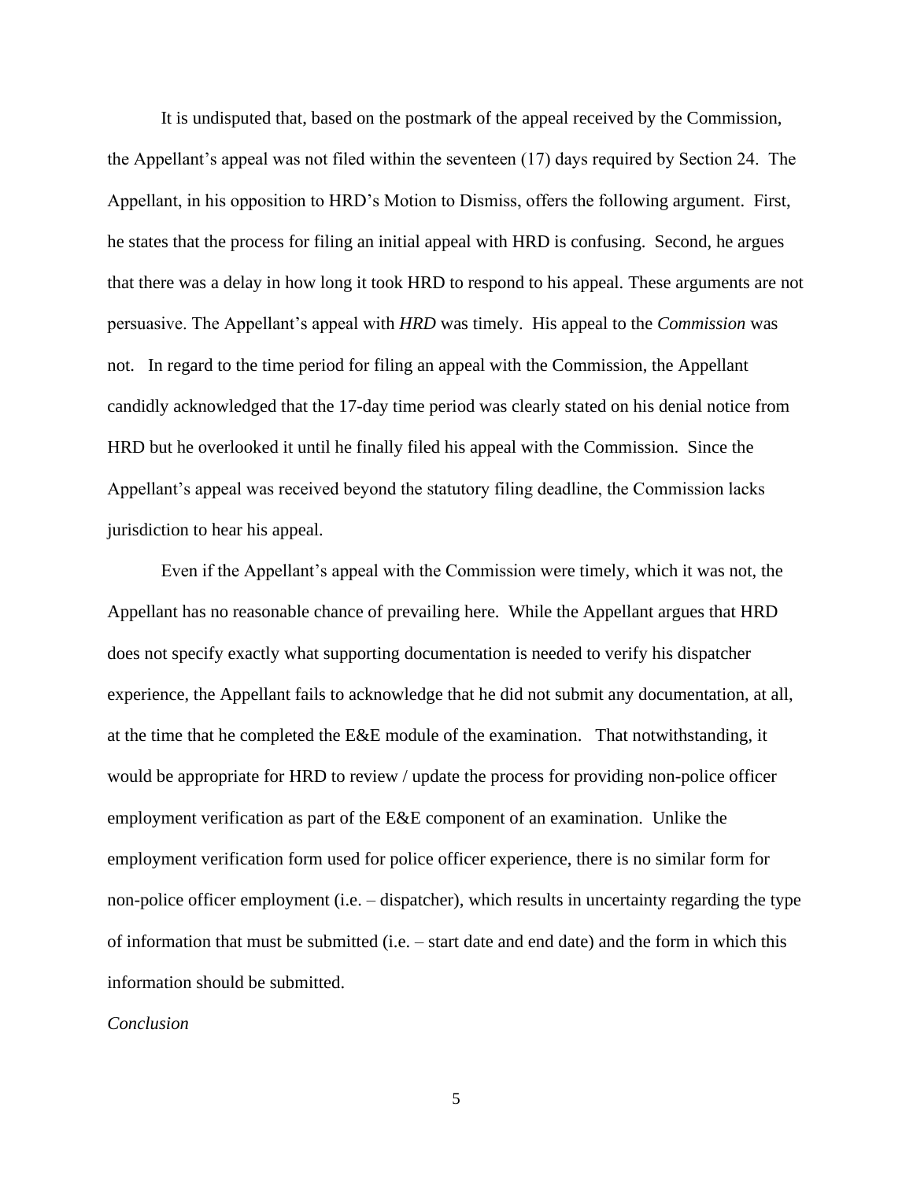It is undisputed that, based on the postmark of the appeal received by the Commission, the Appellant's appeal was not filed within the seventeen (17) days required by Section 24. The Appellant, in his opposition to HRD's Motion to Dismiss, offers the following argument. First, he states that the process for filing an initial appeal with HRD is confusing. Second, he argues that there was a delay in how long it took HRD to respond to his appeal. These arguments are not persuasive. The Appellant's appeal with *HRD* was timely. His appeal to the *Commission* was not. In regard to the time period for filing an appeal with the Commission, the Appellant candidly acknowledged that the 17-day time period was clearly stated on his denial notice from HRD but he overlooked it until he finally filed his appeal with the Commission. Since the Appellant's appeal was received beyond the statutory filing deadline, the Commission lacks jurisdiction to hear his appeal.

Even if the Appellant's appeal with the Commission were timely, which it was not, the Appellant has no reasonable chance of prevailing here. While the Appellant argues that HRD does not specify exactly what supporting documentation is needed to verify his dispatcher experience, the Appellant fails to acknowledge that he did not submit any documentation, at all, at the time that he completed the E&E module of the examination. That notwithstanding, it would be appropriate for HRD to review / update the process for providing non-police officer employment verification as part of the E&E component of an examination. Unlike the employment verification form used for police officer experience, there is no similar form for non-police officer employment (i.e. – dispatcher), which results in uncertainty regarding the type of information that must be submitted (i.e. – start date and end date) and the form in which this information should be submitted.

*Conclusion*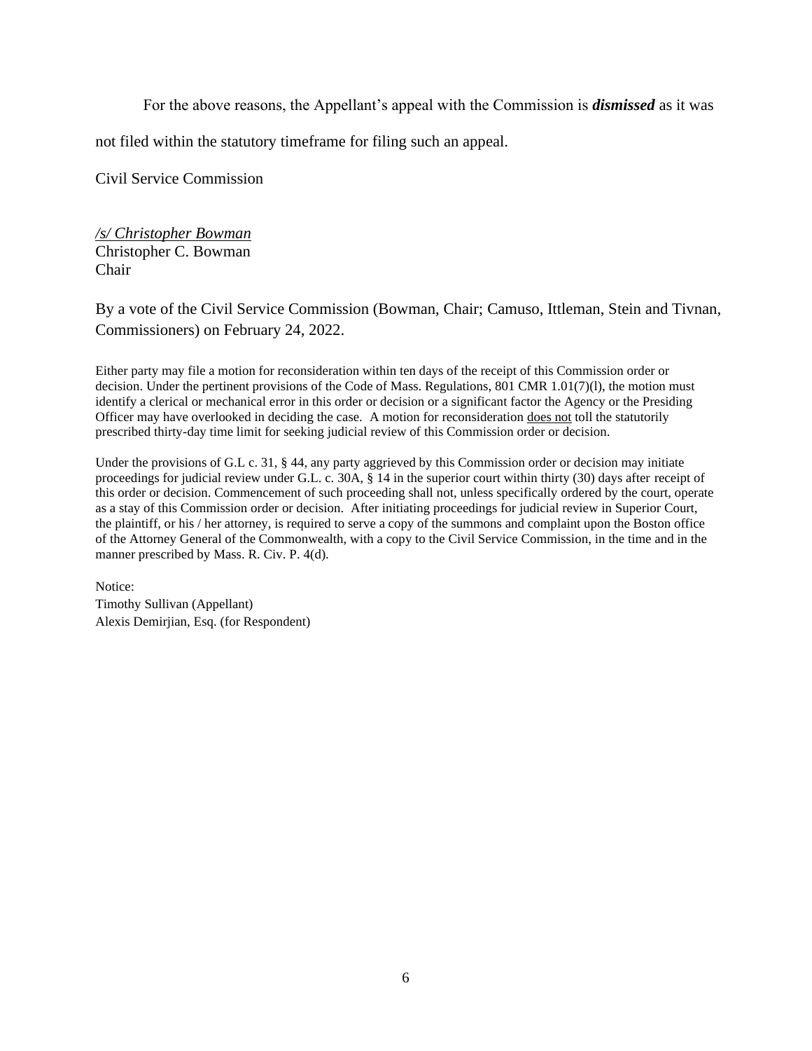For the above reasons, the Appellant's appeal with the Commission is ***dismissed*** as it was not filed within the statutory timeframe for filing such an appeal.

Civil Service Commission

*/s/ Christopher Bowman*
Christopher C. Bowman
Chair

By a vote of the Civil Service Commission (Bowman, Chair; Camuso, Ittleman, Stein and Tivnan, Commissioners) on February 24, 2022.

Either party may file a motion for reconsideration within ten days of the receipt of this Commission order or decision. Under the pertinent provisions of the Code of Mass. Regulations, 801 CMR 1.01(7)(l), the motion must identify a clerical or mechanical error in this order or decision or a significant factor the Agency or the Presiding Officer may have overlooked in deciding the case. A motion for reconsideration does not toll the statutorily prescribed thirty-day time limit for seeking judicial review of this Commission order or decision.

Under the provisions of G.L c. 31, § 44, any party aggrieved by this Commission order or decision may initiate proceedings for judicial review under G.L. c. 30A, § 14 in the superior court within thirty (30) days after receipt of this order or decision. Commencement of such proceeding shall not, unless specifically ordered by the court, operate as a stay of this Commission order or decision. After initiating proceedings for judicial review in Superior Court, the plaintiff, or his / her attorney, is required to serve a copy of the summons and complaint upon the Boston office of the Attorney General of the Commonwealth, with a copy to the Civil Service Commission, in the time and in the manner prescribed by Mass. R. Civ. P. 4(d).

Notice:
Timothy Sullivan (Appellant)
Alexis Demirjian, Esq. (for Respondent)